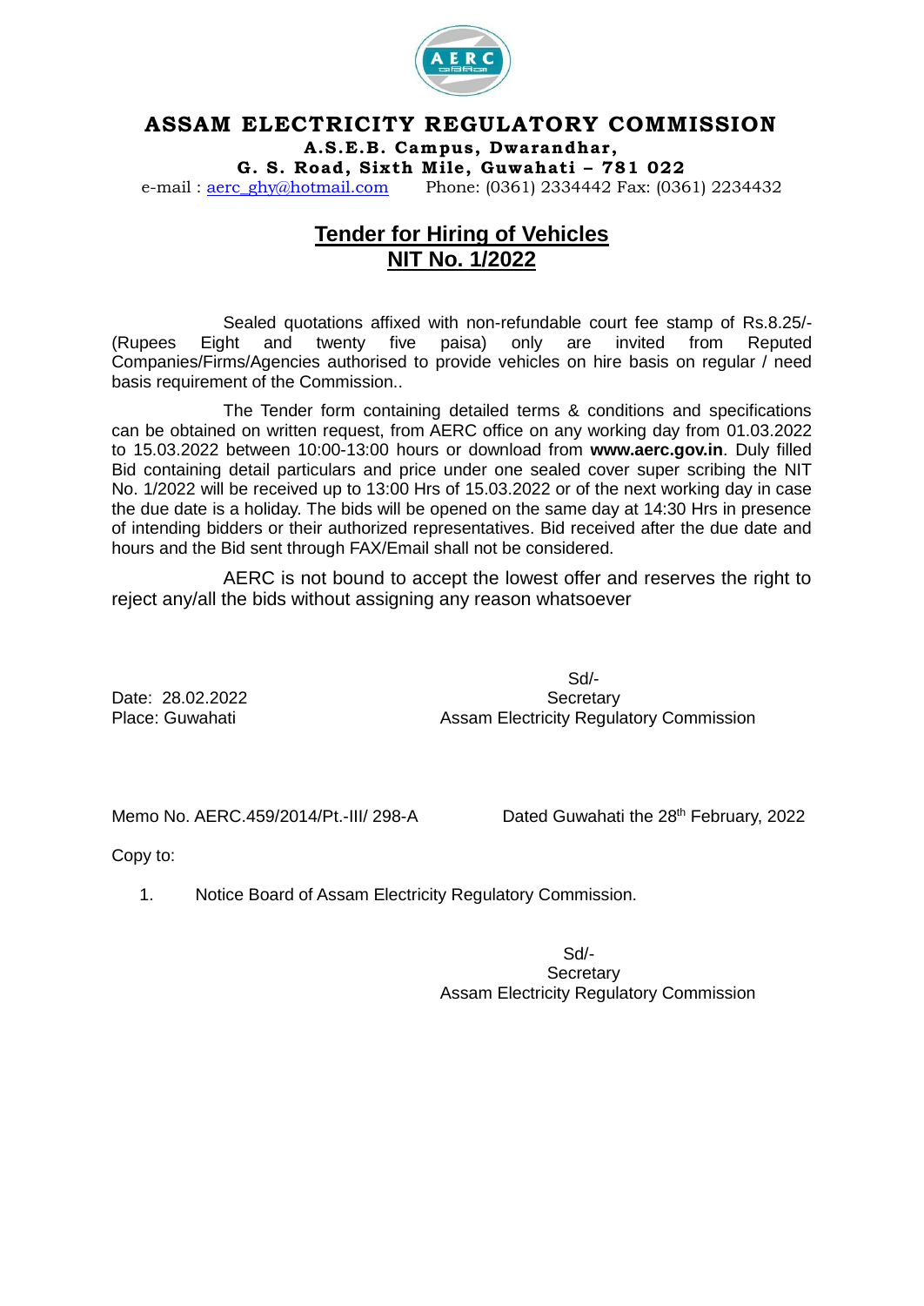# ASSAM ELECTRICITY REGULATORY COMMISSION

**A.S.E.B. Campus, Dwarandhar,**
**G. S. Road, Sixth Mile, Guwahati – 781 022**
e-mail : aerc_ghy@hotmail.com Phone: (0361) 2334442 Fax: (0361) 2234432

## Tender for Hiring of Vehicles
## NIT No. 1/2022

Sealed quotations affixed with non-refundable court fee stamp of Rs.8.25/- (Rupees Eight and twenty five paisa) only are invited from Reputed Companies/Firms/Agencies authorised to provide vehicles on hire basis on regular / need basis requirement of the Commission..

The Tender form containing detailed terms & conditions and specifications can be obtained on written request, from AERC office on any working day from 01.03.2022 to 15.03.2022 between 10:00-13:00 hours or download from **www.aerc.gov.in**. Duly filled Bid containing detail particulars and price under one sealed cover super scribing the NIT No. 1/2022 will be received up to 13:00 Hrs of 15.03.2022 or of the next working day in case the due date is a holiday. The bids will be opened on the same day at 14:30 Hrs in presence of intending bidders or their authorized representatives. Bid received after the due date and hours and the Bid sent through FAX/Email shall not be considered.

AERC is not bound to accept the lowest offer and reserves the right to reject any/all the bids without assigning any reason whatsoever

Date: 28.02.2022
Place: Guwahati

Sd/-
Secretary
Assam Electricity Regulatory Commission

Memo No. AERC.459/2014/Pt.-III/ 298-A Dated Guwahati the 28th February, 2022

Copy to:

1. Notice Board of Assam Electricity Regulatory Commission.

Sd/-
Secretary
Assam Electricity Regulatory Commission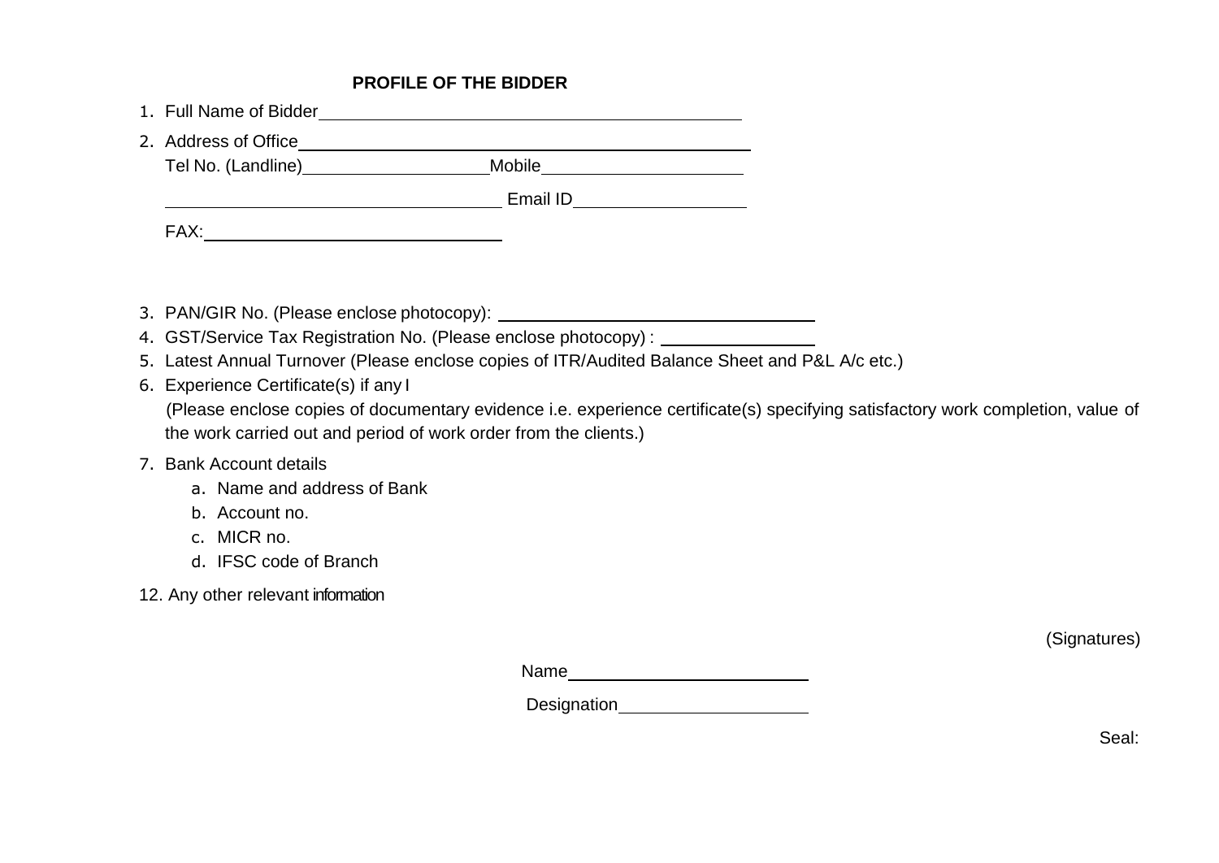## PROFILE OF THE BIDDER

1. Full Name of Bidder\_\_\_\_\_\_\_\_\_\_\_\_\_\_\_\_\_\_\_\_\_\_\_\_\_\_\_\_\_\_\_\_\_\_\_\_\_\_\_\_
2. Address of Office\_\_\_\_\_\_\_\_\_\_\_\_\_\_\_\_\_\_\_\_\_\_\_\_\_\_\_\_\_\_\_\_\_\_\_\_\_\_\_\_

   Tel No. (Landline)\_\_\_\_\_\_\_\_\_\_\_\_\_\_\_\_\_\_ Mobile\_\_\_\_\_\_\_\_\_\_\_\_\_\_\_\_\_\_

   \_\_\_\_\_\_\_\_\_\_\_\_\_\_\_\_\_\_\_\_\_\_\_\_\_\_\_\_\_\_ Email ID\_\_\_\_\_\_\_\_\_\_\_\_\_\_\_\_

   FAX:\_\_\_\_\_\_\_\_\_\_\_\_\_\_\_\_\_\_\_\_\_\_\_\_\_\_\_\_
3. PAN/GIR No. (Please enclose photocopy): \_\_\_\_\_\_\_\_\_\_\_\_\_\_\_\_\_\_\_\_\_\_\_\_\_\_\_\_\_\_
4. GST/Service Tax Registration No. (Please enclose photocopy) : \_\_\_\_\_\_\_\_\_\_\_\_\_\_\_
5. Latest Annual Turnover (Please enclose copies of ITR/Audited Balance Sheet and P&L A/c etc.)
6. Experience Certificate(s) if any I

   (Please enclose copies of documentary evidence i.e. experience certificate(s) specifying satisfactory work completion, value of the work carried out and period of work order from the clients.)
7. Bank Account details
   a. Name and address of Bank
   b. Account no.
   c. MICR no.
   d. IFSC code of Branch

12. Any other relevant information

(Signatures)

Name\_\_\_\_\_\_\_\_\_\_\_\_\_\_\_\_\_\_\_\_\_\_\_\_

Designation\_\_\_\_\_\_\_\_\_\_\_\_\_\_\_\_\_\_

Seal: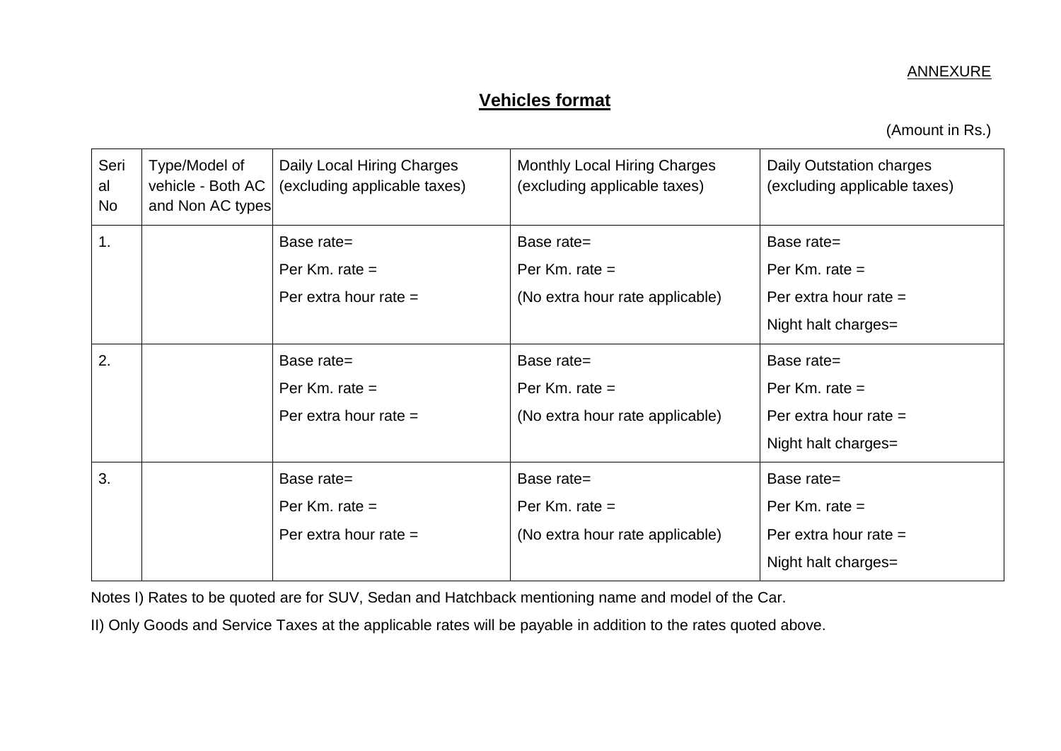ANNEXURE

## Vehicles format

(Amount in Rs.)

| Serial No | Type/Model of vehicle - Both AC and Non AC types | Daily Local Hiring Charges (excluding applicable taxes) | Monthly Local Hiring Charges (excluding applicable taxes) | Daily Outstation charges (excluding applicable taxes) |
|---|---|---|---|---|
| 1. | | Base rate=<br>Per Km. rate =<br>Per extra hour rate = | Base rate=<br>Per Km. rate =<br>(No extra hour rate applicable) | Base rate=<br>Per Km. rate =<br>Per extra hour rate =<br>Night halt charges= |
| 2. | | Base rate=<br>Per Km. rate =<br>Per extra hour rate = | Base rate=<br>Per Km. rate =<br>(No extra hour rate applicable) | Base rate=<br>Per Km. rate =<br>Per extra hour rate =<br>Night halt charges= |
| 3. | | Base rate=<br>Per Km. rate =<br>Per extra hour rate = | Base rate=<br>Per Km. rate =<br>(No extra hour rate applicable) | Base rate=<br>Per Km. rate =<br>Per extra hour rate =<br>Night halt charges= |

Notes I) Rates to be quoted are for SUV, Sedan and Hatchback mentioning name and model of the Car.

II) Only Goods and Service Taxes at the applicable rates will be payable in addition to the rates quoted above.